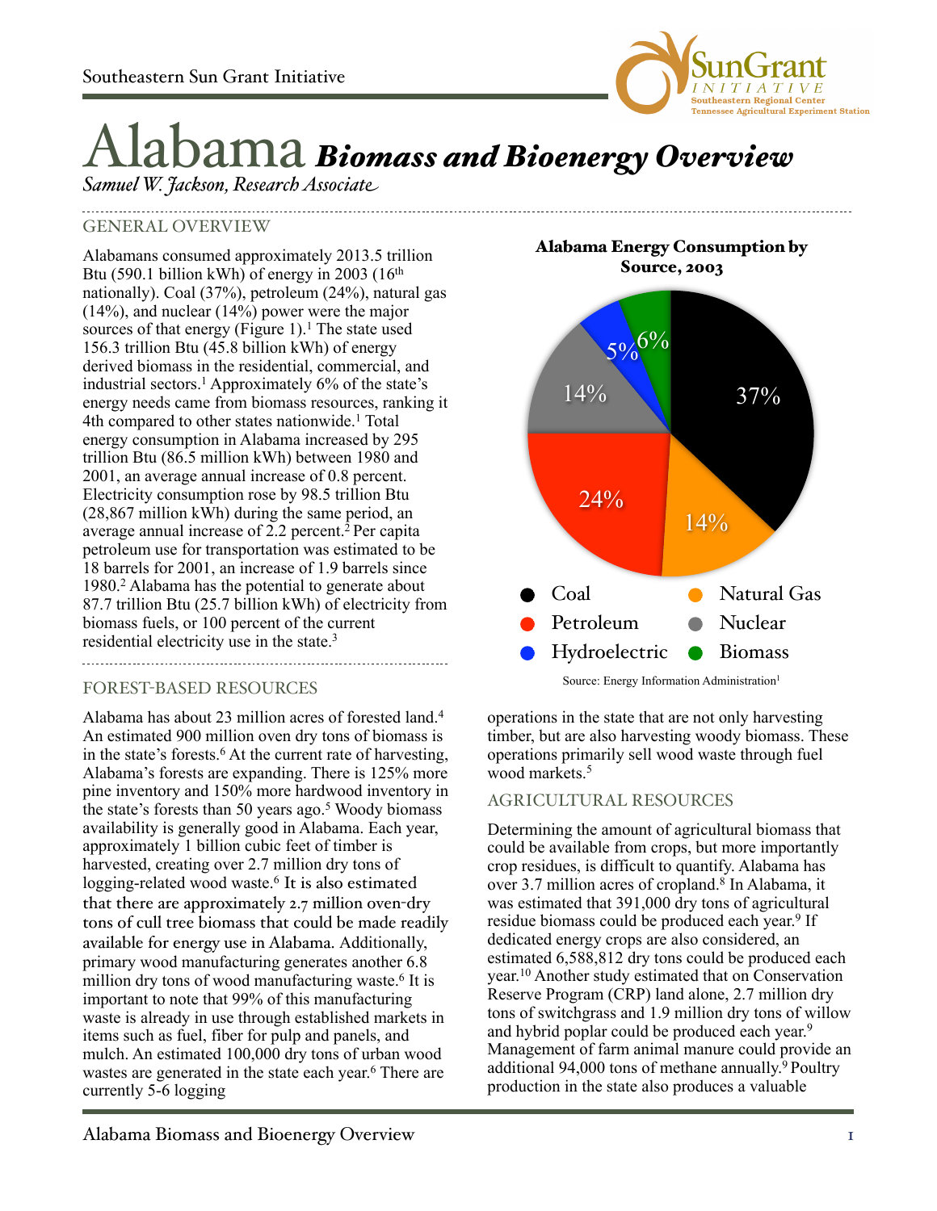# Alabama *Biomass and Bioenergy Overview*

*Samuel W. Jackson, Research Associate*

## GENERAL OVERVIEW

Alabamans consumed approximately 2013.5 trillion Btu (590.1 billion kWh) of energy in 2003 (16th nationally). Coal (37%), petroleum (24%), natural gas (14%), and nuclear (14%) power were the major sources of that energy (Figure 1).[1] The state used 156.3 trillion Btu (45.8 billion kWh) of energy derived biomass in the residential, commercial, and industrial sectors.[1] Approximately 6% of the state's energy needs came from biomass resources, ranking it 4th compared to other states nationwide.[1] Total energy consumption in Alabama increased by 295 trillion Btu (86.5 million kWh) between 1980 and 2001, an average annual increase of 0.8 percent. Electricity consumption rose by 98.5 trillion Btu (28,867 million kWh) during the same period, an average annual increase of 2.2 percent.[2] Per capita petroleum use for transportation was estimated to be 18 barrels for 2001, an increase of 1.9 barrels since 1980.[2] Alabama has the potential to generate about 87.7 trillion Btu (25.7 billion kWh) of electricity from biomass fuels, or 100 percent of the current residential electricity use in the state.[3]

**Alabama Energy Consumption by Source, 2003**

| Source | Share |
|---|---|
| Coal | 37% |
| Petroleum | 24% |
| Natural Gas | 14% |
| Nuclear | 14% |
| Hydroelectric | 5% |
| Biomass | 6% |

Source: Energy Information Administration[1]

## FOREST-BASED RESOURCES

Alabama has about 23 million acres of forested land.[4] An estimated 900 million oven dry tons of biomass is in the state's forests.[6] At the current rate of harvesting, Alabama's forests are expanding. There is 125% more pine inventory and 150% more hardwood inventory in the state's forests than 50 years ago.[5] Woody biomass availability is generally good in Alabama. Each year, approximately 1 billion cubic feet of timber is harvested, creating over 2.7 million dry tons of logging-related wood waste.[6] It is also estimated that there are approximately 2.7 million oven-dry tons of cull tree biomass that could be made readily available for energy use in Alabama. Additionally, primary wood manufacturing generates another 6.8 million dry tons of wood manufacturing waste.[6] It is important to note that 99% of this manufacturing waste is already in use through established markets in items such as fuel, fiber for pulp and panels, and mulch. An estimated 100,000 dry tons of urban wood wastes are generated in the state each year.[6] There are currently 5-6 logging operations in the state that are not only harvesting timber, but are also harvesting woody biomass. These operations primarily sell wood waste through fuel wood markets.[5]

## AGRICULTURAL RESOURCES

Determining the amount of agricultural biomass that could be available from crops, but more importantly crop residues, is difficult to quantify. Alabama has over 3.7 million acres of cropland.[8] In Alabama, it was estimated that 391,000 dry tons of agricultural residue biomass could be produced each year.[9] If dedicated energy crops are also considered, an estimated 6,588,812 dry tons could be produced each year.[10] Another study estimated that on Conservation Reserve Program (CRP) land alone, 2.7 million dry tons of switchgrass and 1.9 million dry tons of willow and hybrid poplar could be produced each year.[9] Management of farm animal manure could provide an additional 94,000 tons of methane annually.[9] Poultry production in the state also produces a valuable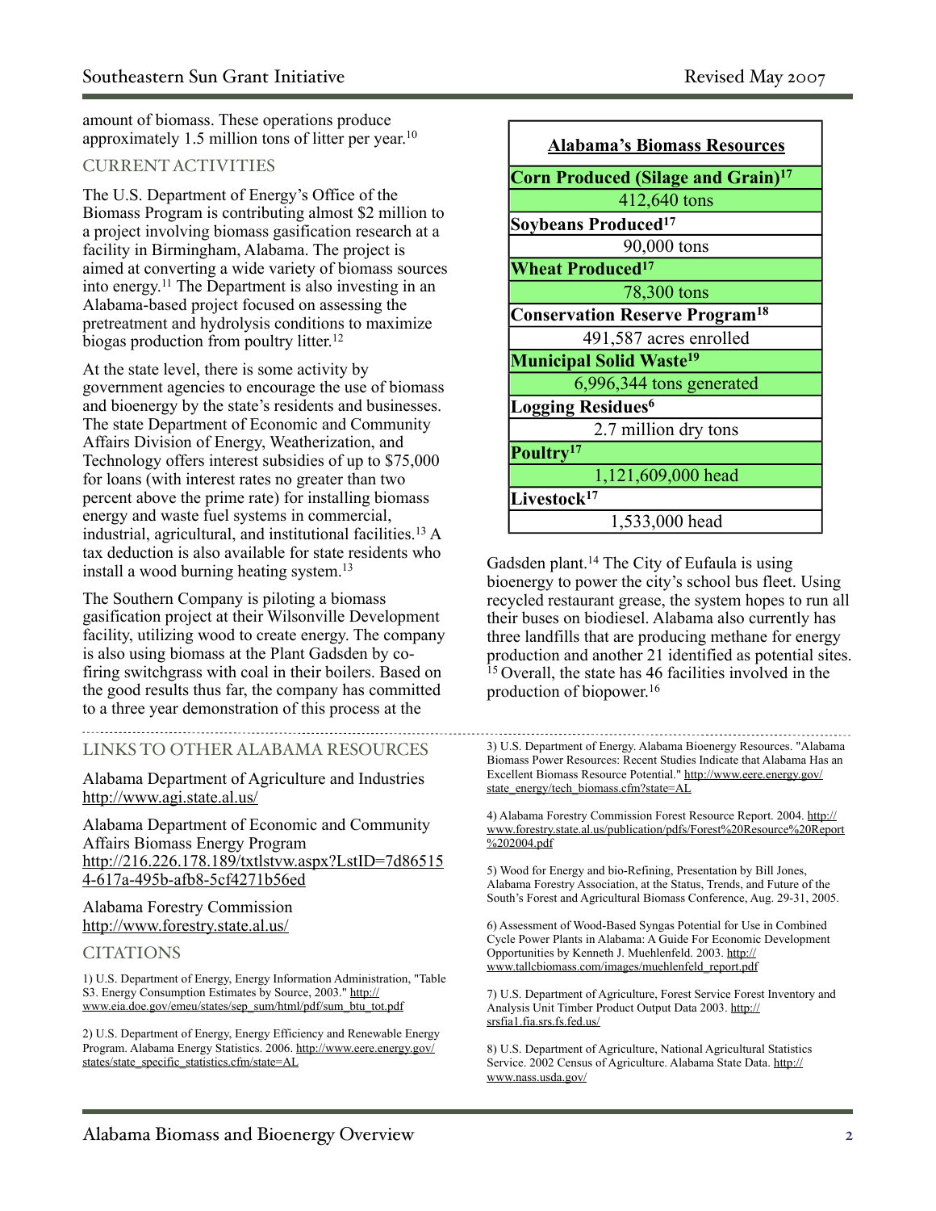amount of biomass. These operations produce approximately 1.5 million tons of litter per year.[10]

## CURRENT ACTIVITIES

The U.S. Department of Energy's Office of the Biomass Program is contributing almost $2 million to a project involving biomass gasification research at a facility in Birmingham, Alabama. The project is aimed at converting a wide variety of biomass sources into energy.[11] The Department is also investing in an Alabama-based project focused on assessing the pretreatment and hydrolysis conditions to maximize biogas production from poultry litter.[12]

At the state level, there is some activity by government agencies to encourage the use of biomass and bioenergy by the state's residents and businesses. The state Department of Economic and Community Affairs Division of Energy, Weatherization, and Technology offers interest subsidies of up to $75,000 for loans (with interest rates no greater than two percent above the prime rate) for installing biomass energy and waste fuel systems in commercial, industrial, agricultural, and institutional facilities.[13] A tax deduction is also available for state residents who install a wood burning heating system.[13]

The Southern Company is piloting a biomass gasification project at their Wilsonville Development facility, utilizing wood to create energy. The company is also using biomass at the Plant Gadsden by co-firing switchgrass with coal in their boilers. Based on the good results thus far, the company has committed to a three year demonstration of this process at the Gadsden plant.[14] The City of Eufaula is using bioenergy to power the city's school bus fleet. Using recycled restaurant grease, the system hopes to run all their buses on biodiesel. Alabama also currently has three landfills that are producing methane for energy production and another 21 identified as potential sites.[15] Overall, the state has 46 facilities involved in the production of biopower.[16]

| **Alabama's Biomass Resources** |
|---|
| **Corn Produced (Silage and Grain)[17]** |
| 412,640 tons |
| **Soybeans Produced[17]** |
| 90,000 tons |
| **Wheat Produced[17]** |
| 78,300 tons |
| **Conservation Reserve Program[18]** |
| 491,587 acres enrolled |
| **Municipal Solid Waste[19]** |
| 6,996,344 tons generated |
| **Logging Residues[6]** |
| 2.7 million dry tons |
| **Poultry[17]** |
| 1,121,609,000 head |
| **Livestock[17]** |
| 1,533,000 head |

## LINKS TO OTHER ALABAMA RESOURCES

Alabama Department of Agriculture and Industries
http://www.agi.state.al.us/

Alabama Department of Economic and Community Affairs Biomass Energy Program
http://216.226.178.189/txtlstvw.aspx?LstID=7d865154-617a-495b-afb8-5cf4271b56ed

Alabama Forestry Commission
http://www.forestry.state.al.us/

## CITATIONS

1) U.S. Department of Energy, Energy Information Administration, "Table S3. Energy Consumption Estimates by Source, 2003." http://www.eia.doe.gov/emeu/states/sep_sum/html/pdf/sum_btu_tot.pdf

2) U.S. Department of Energy, Energy Efficiency and Renewable Energy Program. Alabama Energy Statistics. 2006. http://www.eere.energy.gov/states/state_specific_statistics.cfm/state=AL

3) U.S. Department of Energy. Alabama Bioenergy Resources. "Alabama Biomass Power Resources: Recent Studies Indicate that Alabama Has an Excellent Biomass Resource Potential." http://www.eere.energy.gov/state_energy/tech_biomass.cfm?state=AL

4) Alabama Forestry Commission Forest Resource Report. 2004. http://www.forestry.state.al.us/publication/pdfs/Forest%20Resource%20Report%202004.pdf

5) Wood for Energy and bio-Refining, Presentation by Bill Jones, Alabama Forestry Association, at the Status, Trends, and Future of the South's Forest and Agricultural Biomass Conference, Aug. 29-31, 2005.

6) Assessment of Wood-Based Syngas Potential for Use in Combined Cycle Power Plants in Alabama: A Guide For Economic Development Opportunities by Kenneth J. Muehlenfeld. 2003. http://www.tallcbiomass.com/images/muehlenfeld_report.pdf

7) U.S. Department of Agriculture, Forest Service Forest Inventory and Analysis Unit Timber Product Output Data 2003. http://srsfia1.fia.srs.fs.fed.us/

8) U.S. Department of Agriculture, National Agricultural Statistics Service. 2002 Census of Agriculture. Alabama State Data. http://www.nass.usda.gov/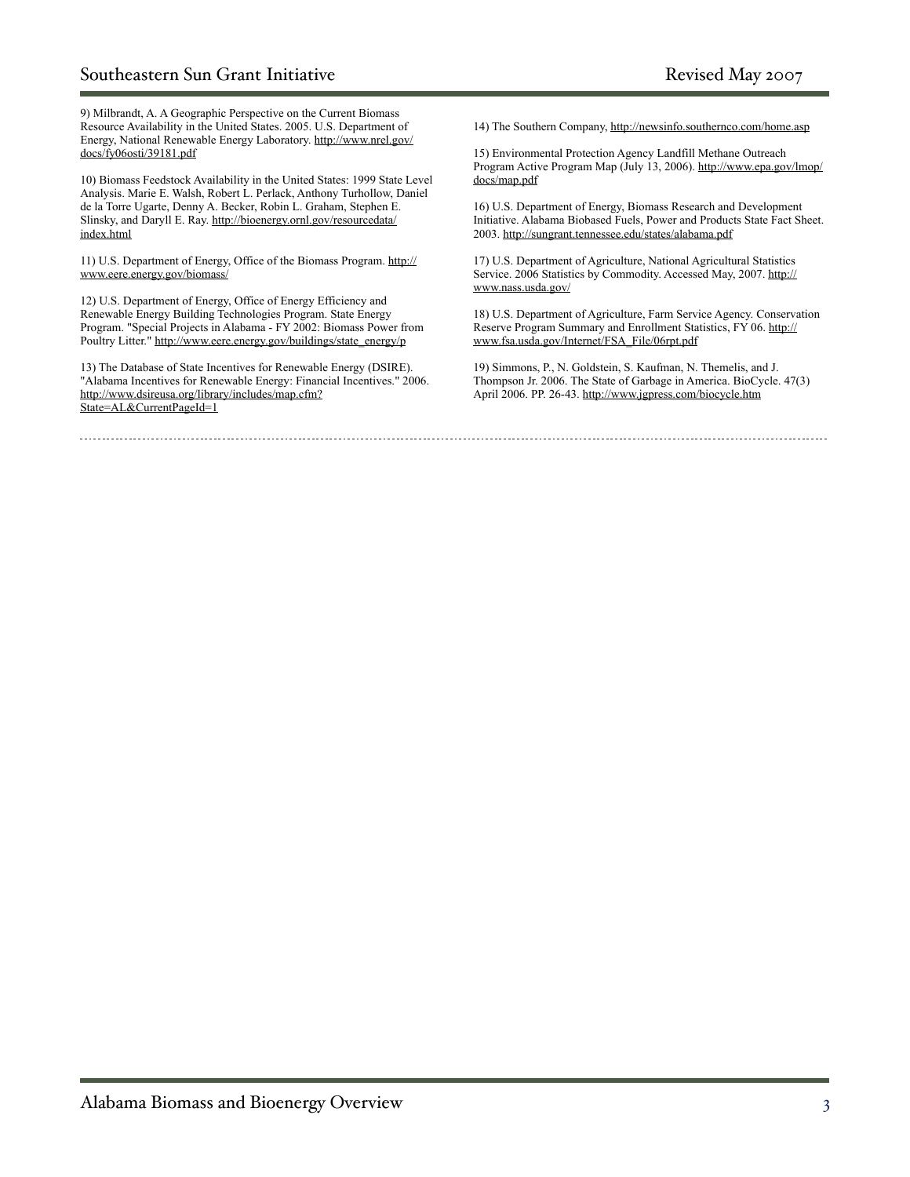9) Milbrandt, A. A Geographic Perspective on the Current Biomass Resource Availability in the United States. 2005. U.S. Department of Energy, National Renewable Energy Laboratory. http://www.nrel.gov/docs/fy06osti/39181.pdf

10) Biomass Feedstock Availability in the United States: 1999 State Level Analysis. Marie E. Walsh, Robert L. Perlack, Anthony Turhollow, Daniel de la Torre Ugarte, Denny A. Becker, Robin L. Graham, Stephen E. Slinsky, and Daryll E. Ray. http://bioenergy.ornl.gov/resourcedata/index.html

11) U.S. Department of Energy, Office of the Biomass Program. http://www.eere.energy.gov/biomass/

12) U.S. Department of Energy, Office of Energy Efficiency and Renewable Energy Building Technologies Program. State Energy Program. "Special Projects in Alabama - FY 2002: Biomass Power from Poultry Litter." http://www.eere.energy.gov/buildings/state_energy/p

13) The Database of State Incentives for Renewable Energy (DSIRE). "Alabama Incentives for Renewable Energy: Financial Incentives." 2006. http://www.dsireusa.org/library/includes/map.cfm?State=AL&CurrentPageId=1

14) The Southern Company, http://newsinfo.southernco.com/home.asp

15) Environmental Protection Agency Landfill Methane Outreach Program Active Program Map (July 13, 2006). http://www.epa.gov/lmop/docs/map.pdf

16) U.S. Department of Energy, Biomass Research and Development Initiative. Alabama Biobased Fuels, Power and Products State Fact Sheet. 2003. http://sungrant.tennessee.edu/states/alabama.pdf

17) U.S. Department of Agriculture, National Agricultural Statistics Service. 2006 Statistics by Commodity. Accessed May, 2007. http://www.nass.usda.gov/

18) U.S. Department of Agriculture, Farm Service Agency. Conservation Reserve Program Summary and Enrollment Statistics, FY 06. http://www.fsa.usda.gov/Internet/FSA_File/06rpt.pdf

19) Simmons, P., N. Goldstein, S. Kaufman, N. Themelis, and J. Thompson Jr. 2006. The State of Garbage in America. BioCycle. 47(3) April 2006. PP. 26-43. http://www.jgpress.com/biocycle.htm